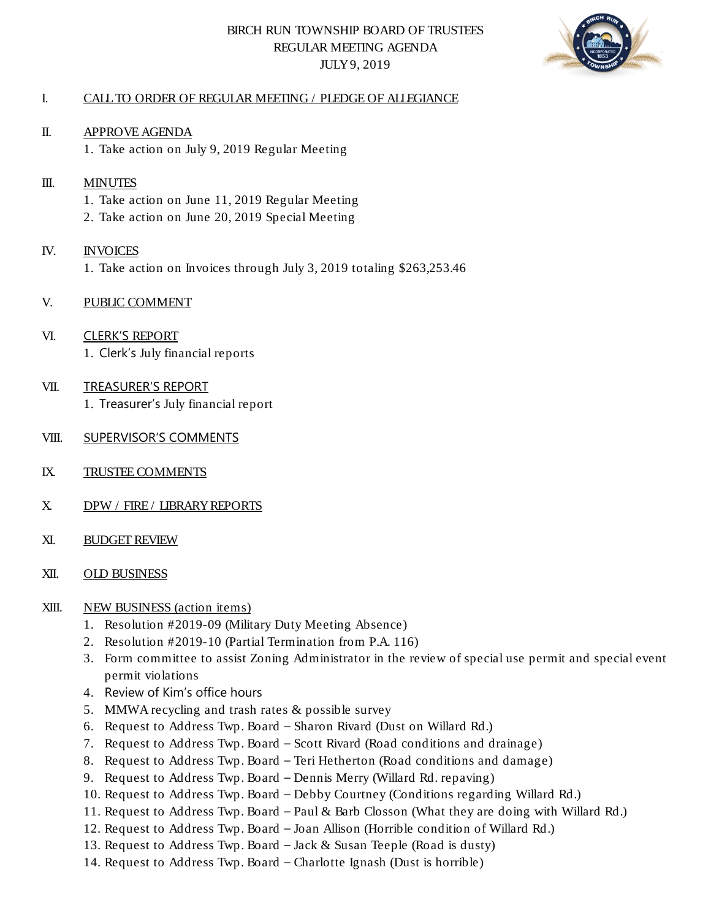# BIRCH RUN TOWNSHIP BOARD OF TRUSTEES
## REGULAR MEETING AGENDA
## JULY 9, 2019

I. CALL TO ORDER OF REGULAR MEETING / PLEDGE OF ALLEGIANCE

II. APPROVE AGENDA

1. Take action on July 9, 2019 Regular Meeting

III. MINUTES

1. Take action on June 11, 2019 Regular Meeting
2. Take action on June 20, 2019 Special Meeting

IV. INVOICES

1. Take action on Invoices through July 3, 2019 totaling $263,253.46

V. PUBLIC COMMENT

VI. CLERK'S REPORT

1. Clerk's July financial reports

VII. TREASURER'S REPORT

1. Treasurer's July financial report

VIII. SUPERVISOR'S COMMENTS

IX. TRUSTEE COMMENTS

X. DPW / FIRE / LIBRARY REPORTS

XI. BUDGET REVIEW

XII. OLD BUSINESS

XIII. NEW BUSINESS (action items)

1. Resolution #2019-09 (Military Duty Meeting Absence)
2. Resolution #2019-10 (Partial Termination from P.A. 116)
3. Form committee to assist Zoning Administrator in the review of special use permit and special event permit violations
4. Review of Kim's office hours
5. MMWA recycling and trash rates & possible survey
6. Request to Address Twp. Board – Sharon Rivard (Dust on Willard Rd.)
7. Request to Address Twp. Board – Scott Rivard (Road conditions and drainage)
8. Request to Address Twp. Board – Teri Hetherton (Road conditions and damage)
9. Request to Address Twp. Board – Dennis Merry (Willard Rd. repaving)
10. Request to Address Twp. Board – Debby Courtney (Conditions regarding Willard Rd.)
11. Request to Address Twp. Board – Paul & Barb Closson (What they are doing with Willard Rd.)
12. Request to Address Twp. Board – Joan Allison (Horrible condition of Willard Rd.)
13. Request to Address Twp. Board – Jack & Susan Teeple (Road is dusty)
14. Request to Address Twp. Board – Charlotte Ignash (Dust is horrible)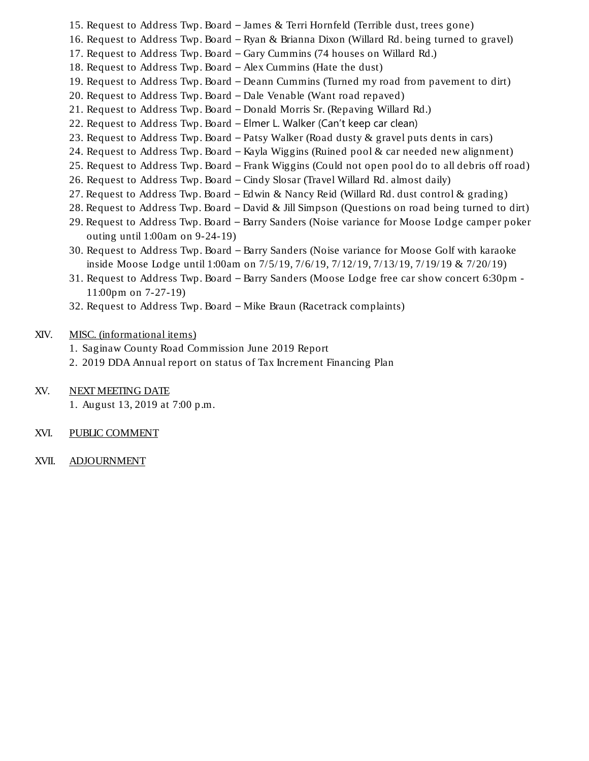15. Request to Address Twp. Board – James & Terri Hornfeld (Terrible dust, trees gone)
16. Request to Address Twp. Board – Ryan & Brianna Dixon (Willard Rd. being turned to gravel)
17. Request to Address Twp. Board – Gary Cummins (74 houses on Willard Rd.)
18. Request to Address Twp. Board – Alex Cummins (Hate the dust)
19. Request to Address Twp. Board – Deann Cummins (Turned my road from pavement to dirt)
20. Request to Address Twp. Board – Dale Venable (Want road repaved)
21. Request to Address Twp. Board – Donald Morris Sr. (Repaving Willard Rd.)
22. Request to Address Twp. Board – Elmer L. Walker (Can't keep car clean)
23. Request to Address Twp. Board – Patsy Walker (Road dusty & gravel puts dents in cars)
24. Request to Address Twp. Board – Kayla Wiggins (Ruined pool & car needed new alignment)
25. Request to Address Twp. Board – Frank Wiggins (Could not open pool do to all debris off road)
26. Request to Address Twp. Board – Cindy Slosar (Travel Willard Rd. almost daily)
27. Request to Address Twp. Board – Edwin & Nancy Reid (Willard Rd. dust control & grading)
28. Request to Address Twp. Board – David & Jill Simpson (Questions on road being turned to dirt)
29. Request to Address Twp. Board – Barry Sanders (Noise variance for Moose Lodge camper poker outing until 1:00am on 9-24-19)
30. Request to Address Twp. Board – Barry Sanders (Noise variance for Moose Golf with karaoke inside Moose Lodge until 1:00am on 7/5/19, 7/6/19, 7/12/19, 7/13/19, 7/19/19 & 7/20/19)
31. Request to Address Twp. Board – Barry Sanders (Moose Lodge free car show concert 6:30pm - 11:00pm on 7-27-19)
32. Request to Address Twp. Board – Mike Braun (Racetrack complaints)

XIV. MISC. (informational items)

1. Saginaw County Road Commission June 2019 Report
2. 2019 DDA Annual report on status of Tax Increment Financing Plan

XV. NEXT MEETING DATE

1. August 13, 2019 at 7:00 p.m.

XVI. PUBLIC COMMENT

XVII. ADJOURNMENT